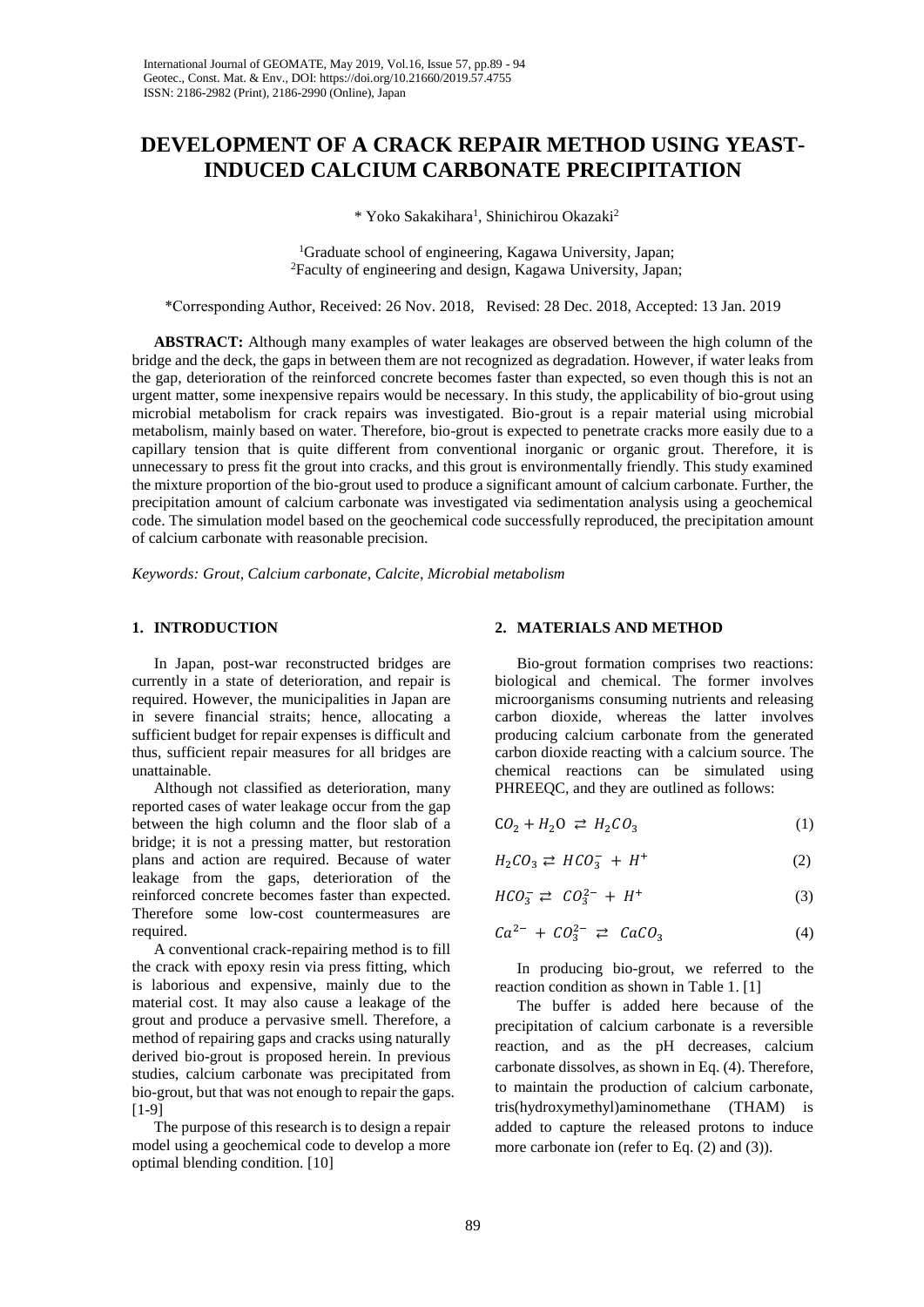# DEVELOPMENT OF A CRACK REPAIR METHOD USING YEAST-INDUCED CALCIUM CARBONATE PRECIPITATION

\* Yoko Sakakihara[1], Shinichirou Okazaki[2]

[1]Graduate school of engineering, Kagawa University, Japan;
[2]Faculty of engineering and design, Kagawa University, Japan;

\*Corresponding Author, Received: 26 Nov. 2018, Revised: 28 Dec. 2018, Accepted: 13 Jan. 2019

**ABSTRACT:** Although many examples of water leakages are observed between the high column of the bridge and the deck, the gaps in between them are not recognized as degradation. However, if water leaks from the gap, deterioration of the reinforced concrete becomes faster than expected, so even though this is not an urgent matter, some inexpensive repairs would be necessary. In this study, the applicability of bio-grout using microbial metabolism for crack repairs was investigated. Bio-grout is a repair material using microbial metabolism, mainly based on water. Therefore, bio-grout is expected to penetrate cracks more easily due to a capillary tension that is quite different from conventional inorganic or organic grout. Therefore, it is unnecessary to press fit the grout into cracks, and this grout is environmentally friendly. This study examined the mixture proportion of the bio-grout used to produce a significant amount of calcium carbonate. Further, the precipitation amount of calcium carbonate was investigated via sedimentation analysis using a geochemical code. The simulation model based on the geochemical code successfully reproduced, the precipitation amount of calcium carbonate with reasonable precision.

*Keywords: Grout, Calcium carbonate, Calcite, Microbial metabolism*

## 1. INTRODUCTION

In Japan, post-war reconstructed bridges are currently in a state of deterioration, and repair is required. However, the municipalities in Japan are in severe financial straits; hence, allocating a sufficient budget for repair expenses is difficult and thus, sufficient repair measures for all bridges are unattainable.

Although not classified as deterioration, many reported cases of water leakage occur from the gap between the high column and the floor slab of a bridge; it is not a pressing matter, but restoration plans and action are required. Because of water leakage from the gaps, deterioration of the reinforced concrete becomes faster than expected. Therefore some low-cost countermeasures are required.

A conventional crack-repairing method is to fill the crack with epoxy resin via press fitting, which is laborious and expensive, mainly due to the material cost. It may also cause a leakage of the grout and produce a pervasive smell. Therefore, a method of repairing gaps and cracks using naturally derived bio-grout is proposed herein. In previous studies, calcium carbonate was precipitated from bio-grout, but that was not enough to repair the gaps. [1-9]

The purpose of this research is to design a repair model using a geochemical code to develop a more optimal blending condition. [10]

## 2. MATERIALS AND METHOD

Bio-grout formation comprises two reactions: biological and chemical. The former involves microorganisms consuming nutrients and releasing carbon dioxide, whereas the latter involves producing calcium carbonate from the generated carbon dioxide reacting with a calcium source. The chemical reactions can be simulated using PHREEQC, and they are outlined as follows:

$$CO_2 + H_2O \rightleftarrows H_2CO_3 \tag{1}$$

$$H_2CO_3 \rightleftarrows HCO_3^- + H^+ \tag{2}$$

$$HCO_3^- \rightleftarrows CO_3^{2-} + H^+ \tag{3}$$

$$Ca^{2-} + CO_3^{2-} \rightleftarrows CaCO_3 \tag{4}$$

In producing bio-grout, we referred to the reaction condition as shown in Table 1. [1]

The buffer is added here because of the precipitation of calcium carbonate is a reversible reaction, and as the pH decreases, calcium carbonate dissolves, as shown in Eq. (4). Therefore, to maintain the production of calcium carbonate, tris(hydroxymethyl)aminomethane (THAM) is added to capture the released protons to induce more carbonate ion (refer to Eq. (2) and (3)).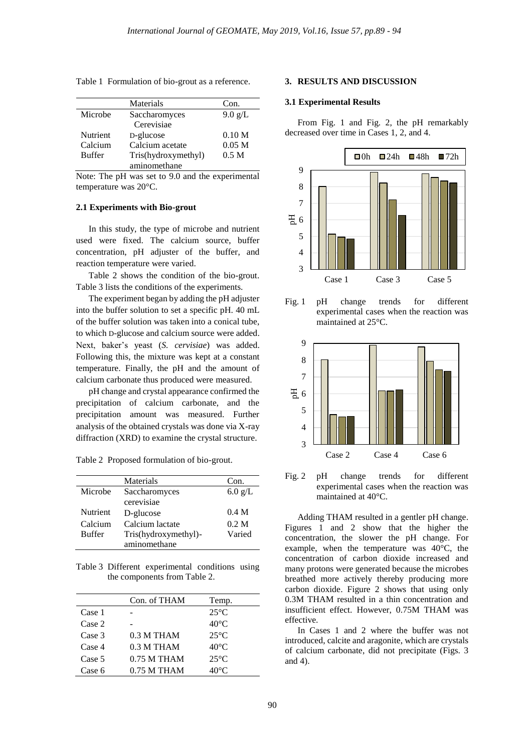Table 1 Formulation of bio-grout as a reference.

| | Materials | Con. |
|---|---|---|
| Microbe | Saccharomyces Cerevisiae | 9.0 g/L |
| Nutrient | D-glucose | 0.10 M |
| Calcium | Calcium acetate | 0.05 M |
| Buffer | Tris(hydroxymethyl) aminomethane | 0.5 M |

Note: The pH was set to 9.0 and the experimental temperature was 20°C.

### 2.1 Experiments with Bio-grout

In this study, the type of microbe and nutrient used were fixed. The calcium source, buffer concentration, pH adjuster of the buffer, and reaction temperature were varied.

Table 2 shows the condition of the bio-grout. Table 3 lists the conditions of the experiments.

The experiment began by adding the pH adjuster into the buffer solution to set a specific pH. 40 mL of the buffer solution was taken into a conical tube, to which D-glucose and calcium source were added. Next, baker's yeast (*S. cervisiae*) was added. Following this, the mixture was kept at a constant temperature. Finally, the pH and the amount of calcium carbonate thus produced were measured.

pH change and crystal appearance confirmed the precipitation of calcium carbonate, and the precipitation amount was measured. Further analysis of the obtained crystals was done via X-ray diffraction (XRD) to examine the crystal structure.

Table 2 Proposed formulation of bio-grout.

| | Materials | Con. |
|---|---|---|
| Microbe | Saccharomyces cerevisiae | 6.0 g/L |
| Nutrient | D-glucose | 0.4 M |
| Calcium | Calcium lactate | 0.2 M |
| Buffer | Tris(hydroxymethyl)-aminomethane | Varied |

Table 3 Different experimental conditions using the components from Table 2.

| | Con. of THAM | Temp. |
|---|---|---|
| Case 1 | - | 25°C |
| Case 2 | - | 40°C |
| Case 3 | 0.3 M THAM | 25°C |
| Case 4 | 0.3 M THAM | 40°C |
| Case 5 | 0.75 M THAM | 25°C |
| Case 6 | 0.75 M THAM | 40°C |

## 3. RESULTS AND DISCUSSION

### 3.1 Experimental Results

From Fig. 1 and Fig. 2, the pH remarkably decreased over time in Cases 1, 2, and 4.

Fig. 1 pH change trends for different experimental cases when the reaction was maintained at 25°C.

Fig. 2 pH change trends for different experimental cases when the reaction was maintained at 40°C.

Adding THAM resulted in a gentler pH change. Figures 1 and 2 show that the higher the concentration, the slower the pH change. For example, when the temperature was 40°C, the concentration of carbon dioxide increased and many protons were generated because the microbes breathed more actively thereby producing more carbon dioxide. Figure 2 shows that using only 0.3M THAM resulted in a thin concentration and insufficient effect. However, 0.75M THAM was effective.

In Cases 1 and 2 where the buffer was not introduced, calcite and aragonite, which are crystals of calcium carbonate, did not precipitate (Figs. 3 and 4).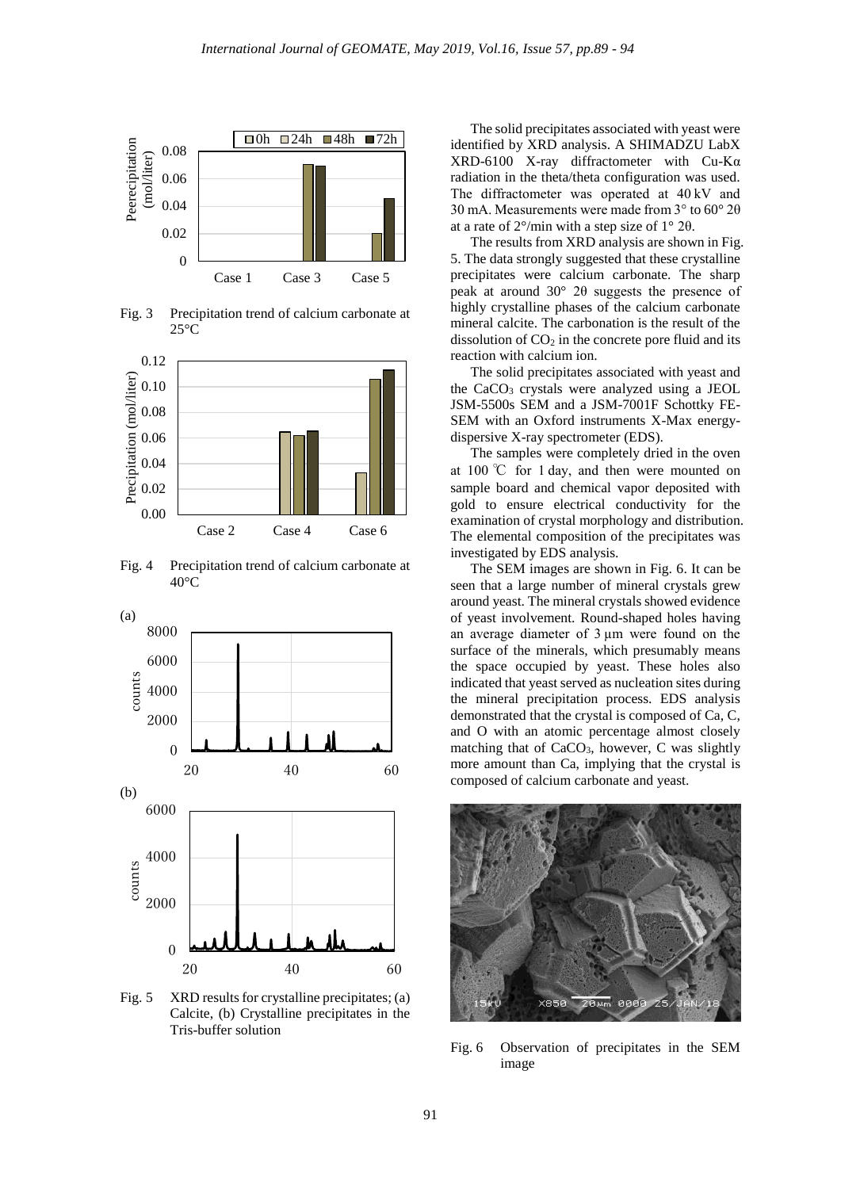Fig. 3 Precipitation trend of calcium carbonate at 25°C

Fig. 4 Precipitation trend of calcium carbonate at 40°C

Fig. 5 XRD results for crystalline precipitates; (a) Calcite, (b) Crystalline precipitates in the Tris-buffer solution

The solid precipitates associated with yeast were identified by XRD analysis. A SHIMADZU LabX XRD-6100 X-ray diffractometer with Cu-Kα radiation in the theta/theta configuration was used. The diffractometer was operated at 40 kV and 30 mA. Measurements were made from 3° to 60° 2θ at a rate of 2°/min with a step size of 1° 2θ.

The results from XRD analysis are shown in Fig. 5. The data strongly suggested that these crystalline precipitates were calcium carbonate. The sharp peak at around 30° 2θ suggests the presence of highly crystalline phases of the calcium carbonate mineral calcite. The carbonation is the result of the dissolution of $CO_2$ in the concrete pore fluid and its reaction with calcium ion.

The solid precipitates associated with yeast and the $CaCO_3$ crystals were analyzed using a JEOL JSM-5500s SEM and a JSM-7001F Schottky FE-SEM with an Oxford instruments X-Max energy-dispersive X-ray spectrometer (EDS).

The samples were completely dried in the oven at 100 ℃ for 1 day, and then were mounted on sample board and chemical vapor deposited with gold to ensure electrical conductivity for the examination of crystal morphology and distribution. The elemental composition of the precipitates was investigated by EDS analysis.

The SEM images are shown in Fig. 6. It can be seen that a large number of mineral crystals grew around yeast. The mineral crystals showed evidence of yeast involvement. Round-shaped holes having an average diameter of 3 µm were found on the surface of the minerals, which presumably means the space occupied by yeast. These holes also indicated that yeast served as nucleation sites during the mineral precipitation process. EDS analysis demonstrated that the crystal is composed of Ca, C, and O with an atomic percentage almost closely matching that of $CaCO_3$, however, C was slightly more amount than Ca, implying that the crystal is composed of calcium carbonate and yeast.

Fig. 6 Observation of precipitates in the SEM image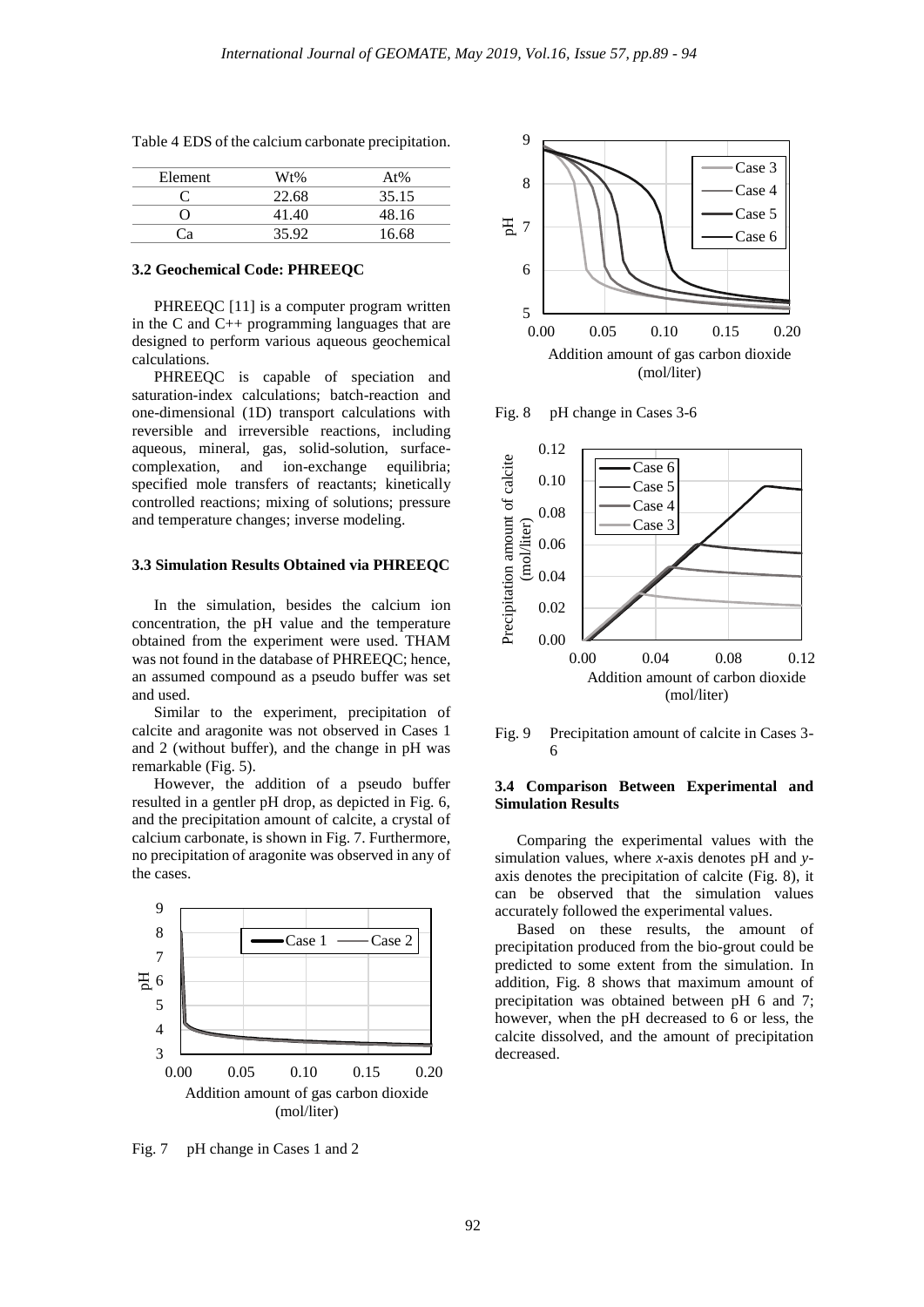Table 4 EDS of the calcium carbonate precipitation.

| Element | Wt% | At% |
|---|---|---|
| C | 22.68 | 35.15 |
| O | 41.40 | 48.16 |
| Ca | 35.92 | 16.68 |

### 3.2 Geochemical Code: PHREEQC

PHREEQC [11] is a computer program written in the C and C++ programming languages that are designed to perform various aqueous geochemical calculations.

PHREEQC is capable of speciation and saturation-index calculations; batch-reaction and one-dimensional (1D) transport calculations with reversible and irreversible reactions, including aqueous, mineral, gas, solid-solution, surface-complexation, and ion-exchange equilibria; specified mole transfers of reactants; kinetically controlled reactions; mixing of solutions; pressure and temperature changes; inverse modeling.

### 3.3 Simulation Results Obtained via PHREEQC

In the simulation, besides the calcium ion concentration, the pH value and the temperature obtained from the experiment were used. THAM was not found in the database of PHREEQC; hence, an assumed compound as a pseudo buffer was set and used.

Similar to the experiment, precipitation of calcite and aragonite was not observed in Cases 1 and 2 (without buffer), and the change in pH was remarkable (Fig. 5).

However, the addition of a pseudo buffer resulted in a gentler pH drop, as depicted in Fig. 6, and the precipitation amount of calcite, a crystal of calcium carbonate, is shown in Fig. 7. Furthermore, no precipitation of aragonite was observed in any of the cases.

Fig. 7 pH change in Cases 1 and 2

Fig. 8 pH change in Cases 3-6

Fig. 9 Precipitation amount of calcite in Cases 3-6

### 3.4 Comparison Between Experimental and Simulation Results

Comparing the experimental values with the simulation values, where *x*-axis denotes pH and *y*-axis denotes the precipitation of calcite (Fig. 8), it can be observed that the simulation values accurately followed the experimental values.

Based on these results, the amount of precipitation produced from the bio-grout could be predicted to some extent from the simulation. In addition, Fig. 8 shows that maximum amount of precipitation was obtained between pH 6 and 7; however, when the pH decreased to 6 or less, the calcite dissolved, and the amount of precipitation decreased.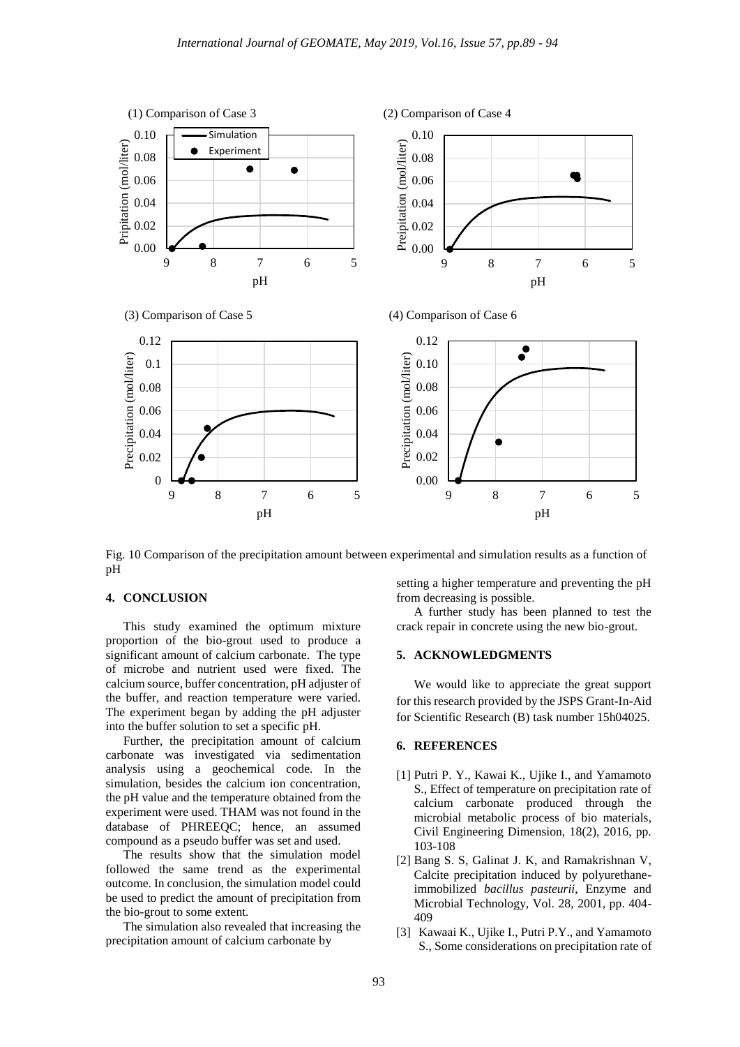Fig. 10 Comparison of the precipitation amount between experimental and simulation results as a function of pH

## 4. CONCLUSION

This study examined the optimum mixture proportion of the bio-grout used to produce a significant amount of calcium carbonate. The type of microbe and nutrient used were fixed. The calcium source, buffer concentration, pH adjuster of the buffer, and reaction temperature were varied. The experiment began by adding the pH adjuster into the buffer solution to set a specific pH.

Further, the precipitation amount of calcium carbonate was investigated via sedimentation analysis using a geochemical code. In the simulation, besides the calcium ion concentration, the pH value and the temperature obtained from the experiment were used. THAM was not found in the database of PHREEQC; hence, an assumed compound as a pseudo buffer was set and used.

The results show that the simulation model followed the same trend as the experimental outcome. In conclusion, the simulation model could be used to predict the amount of precipitation from the bio-grout to some extent.

The simulation also revealed that increasing the precipitation amount of calcium carbonate by setting a higher temperature and preventing the pH from decreasing is possible.

A further study has been planned to test the crack repair in concrete using the new bio-grout.

## 5. ACKNOWLEDGMENTS

We would like to appreciate the great support for this research provided by the JSPS Grant-In-Aid for Scientific Research (B) task number 15h04025.

## 6. REFERENCES

[1] Putri P. Y., Kawai K., Ujike I., and Yamamoto S., Effect of temperature on precipitation rate of calcium carbonate produced through the microbial metabolic process of bio materials, Civil Engineering Dimension, 18(2), 2016, pp. 103-108

[2] Bang S. S, Galinat J. K, and Ramakrishnan V, Calcite precipitation induced by polyurethane-immobilized *bacillus pasteurii*, Enzyme and Microbial Technology, Vol. 28, 2001, pp. 404-409

[3] Kawaai K., Ujike I., Putri P.Y., and Yamamoto S., Some considerations on precipitation rate of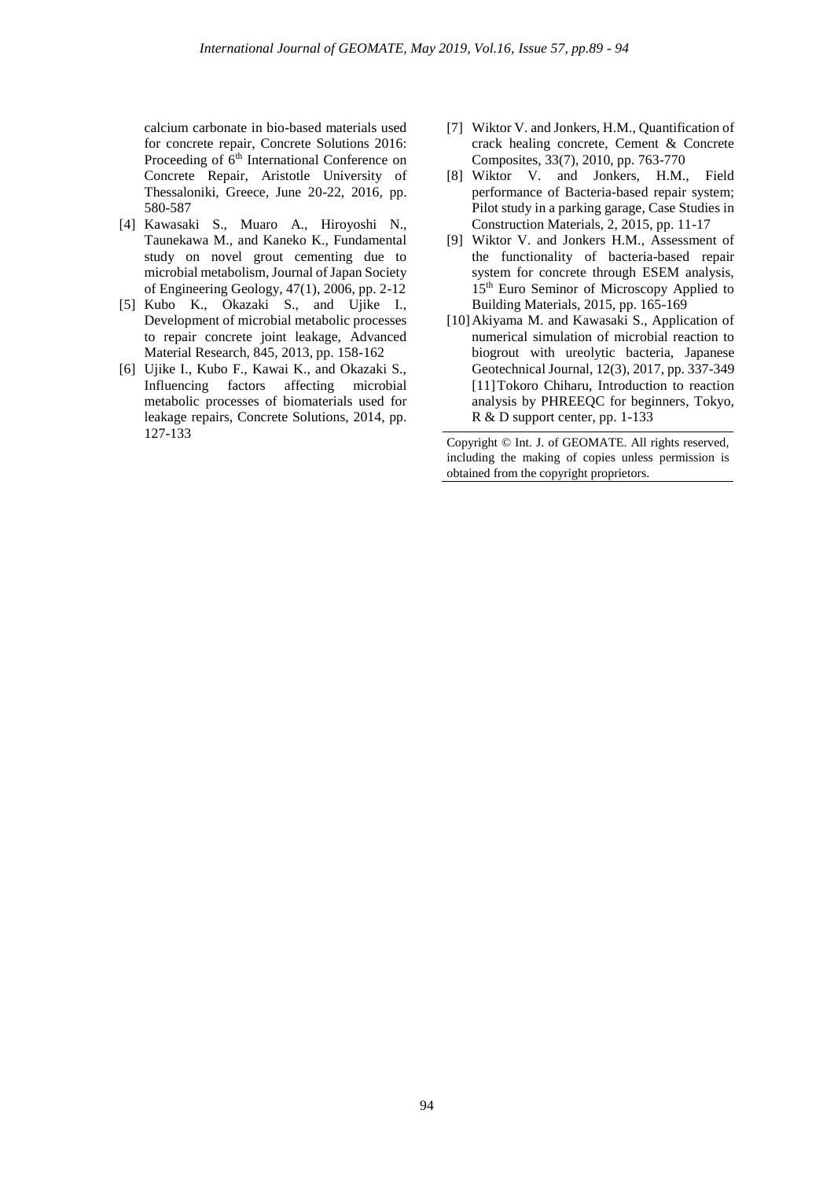calcium carbonate in bio-based materials used for concrete repair, Concrete Solutions 2016: Proceeding of 6th International Conference on Concrete Repair, Aristotle University of Thessaloniki, Greece, June 20-22, 2016, pp. 580-587

[4] Kawasaki S., Muaro A., Hiroyoshi N., Taunekawa M., and Kaneko K., Fundamental study on novel grout cementing due to microbial metabolism, Journal of Japan Society of Engineering Geology, 47(1), 2006, pp. 2-12

[5] Kubo K., Okazaki S., and Ujike I., Development of microbial metabolic processes to repair concrete joint leakage, Advanced Material Research, 845, 2013, pp. 158-162

[6] Ujike I., Kubo F., Kawai K., and Okazaki S., Influencing factors affecting microbial metabolic processes of biomaterials used for leakage repairs, Concrete Solutions, 2014, pp. 127-133

[7] Wiktor V. and Jonkers, H.M., Quantification of crack healing concrete, Cement & Concrete Composites, 33(7), 2010, pp. 763-770

[8] Wiktor V. and Jonkers, H.M., Field performance of Bacteria-based repair system; Pilot study in a parking garage, Case Studies in Construction Materials, 2, 2015, pp. 11-17

[9] Wiktor V. and Jonkers H.M., Assessment of the functionality of bacteria-based repair system for concrete through ESEM analysis, 15th Euro Seminor of Microscopy Applied to Building Materials, 2015, pp. 165-169

[10] Akiyama M. and Kawasaki S., Application of numerical simulation of microbial reaction to biogrout with ureolytic bacteria, Japanese Geotechnical Journal, 12(3), 2017, pp. 337-349

[11] Tokoro Chiharu, Introduction to reaction analysis by PHREEQC for beginners, Tokyo, R & D support center, pp. 1-133

Copyright © Int. J. of GEOMATE. All rights reserved, including the making of copies unless permission is obtained from the copyright proprietors.